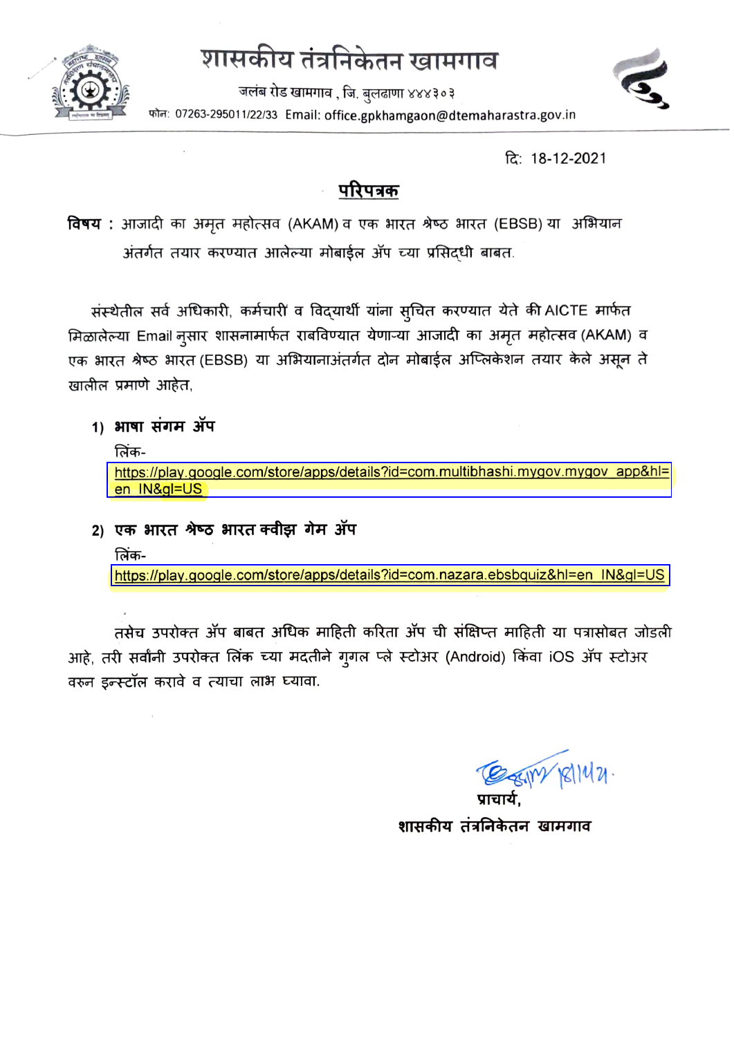# शासकीय तंत्रनिकेतन खामगाव

जलंब रोड खामगाव , जि. बुलढाणा ४४४३०३

फोन: 07263-295011/22/33 Email: office.gpkhamgaon@dtemaharastra.gov.in

दि: 18-12-2021

## परिपत्रक

**विषय :** आजादी का अमृत महोत्सव (AKAM) व एक भारत श्रेष्ठ भारत (EBSB) या अभियान अंतर्गत तयार करण्यात आलेल्या मोबाईल ॲप च्या प्रसिद्धी बाबत.

संस्थेतील सर्व अधिकारी, कर्मचारी व विद्यार्थी यांना सुचित करण्यात येते की AICTE मार्फत मिळालेल्या Email नुसार शासनामार्फत राबविण्यात येणाऱ्या आजादी का अमृत महोत्सव (AKAM) व एक भारत श्रेष्ठ भारत (EBSB) या अभियानाअंतर्गत दोन मोबाईल अप्लिकेशन तयार केले असून ते खालील प्रमाणे आहेत,

1) **भाषा संगम ॲप**

लिंक-
https://play.google.com/store/apps/details?id=com.multibhashi.mygov.mygov_app&hl=en_IN&gl=US

2) **एक भारत श्रेष्ठ भारत क्वीझ गेम ॲप**

लिंक-
https://play.google.com/store/apps/details?id=com.nazara.ebsbquiz&hl=en_IN&gl=US

तसेच उपरोक्त ॲप बाबत अधिक माहिती करिता ॲप ची संक्षिप्त माहिती या पत्रासोबत जोडली आहे, तरी सर्वांनी उपरोक्त लिंक च्या मदतीने गुगल प्ले स्टोअर (Android) किंवा iOS ॲप स्टोअर वरुन इन्स्टॉल करावे व त्याचा लाभ घ्यावा.

प्राचार्य,
शासकीय तंत्रनिकेतन खामगाव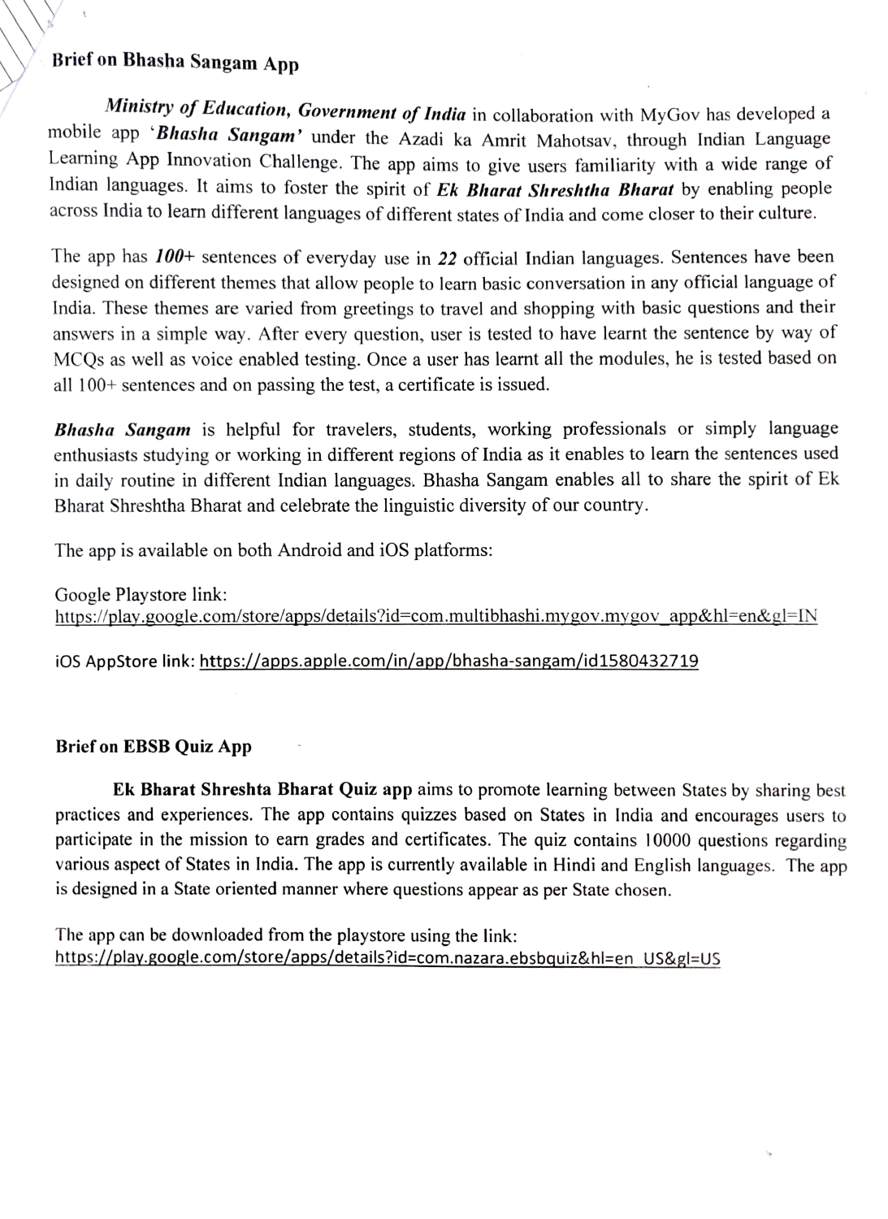## Brief on Bhasha Sangam App

***Ministry of Education, Government of India*** in collaboration with MyGov has developed a mobile app '***Bhasha Sangam***' under the Azadi ka Amrit Mahotsav, through Indian Language Learning App Innovation Challenge. The app aims to give users familiarity with a wide range of Indian languages. It aims to foster the spirit of ***Ek Bharat Shreshtha Bharat*** by enabling people across India to learn different languages of different states of India and come closer to their culture.

The app has ***100+*** sentences of everyday use in ***22*** official Indian languages. Sentences have been designed on different themes that allow people to learn basic conversation in any official language of India. These themes are varied from greetings to travel and shopping with basic questions and their answers in a simple way. After every question, user is tested to have learnt the sentence by way of MCQs as well as voice enabled testing. Once a user has learnt all the modules, he is tested based on all 100+ sentences and on passing the test, a certificate is issued.

***Bhasha Sangam*** is helpful for travelers, students, working professionals or simply language enthusiasts studying or working in different regions of India as it enables to learn the sentences used in daily routine in different Indian languages. Bhasha Sangam enables all to share the spirit of Ek Bharat Shreshtha Bharat and celebrate the linguistic diversity of our country.

The app is available on both Android and iOS platforms:

Google Playstore link:
https://play.google.com/store/apps/details?id=com.multibhashi.mygov.mygov_app&hl=en&gl=IN

iOS AppStore link: https://apps.apple.com/in/app/bhasha-sangam/id1580432719

## Brief on EBSB Quiz App

**Ek Bharat Shreshta Bharat Quiz app** aims to promote learning between States by sharing best practices and experiences. The app contains quizzes based on States in India and encourages users to participate in the mission to earn grades and certificates. The quiz contains 10000 questions regarding various aspect of States in India. The app is currently available in Hindi and English languages. The app is designed in a State oriented manner where questions appear as per State chosen.

The app can be downloaded from the playstore using the link:
https://play.google.com/store/apps/details?id=com.nazara.ebsbquiz&hl=en_US&gl=US